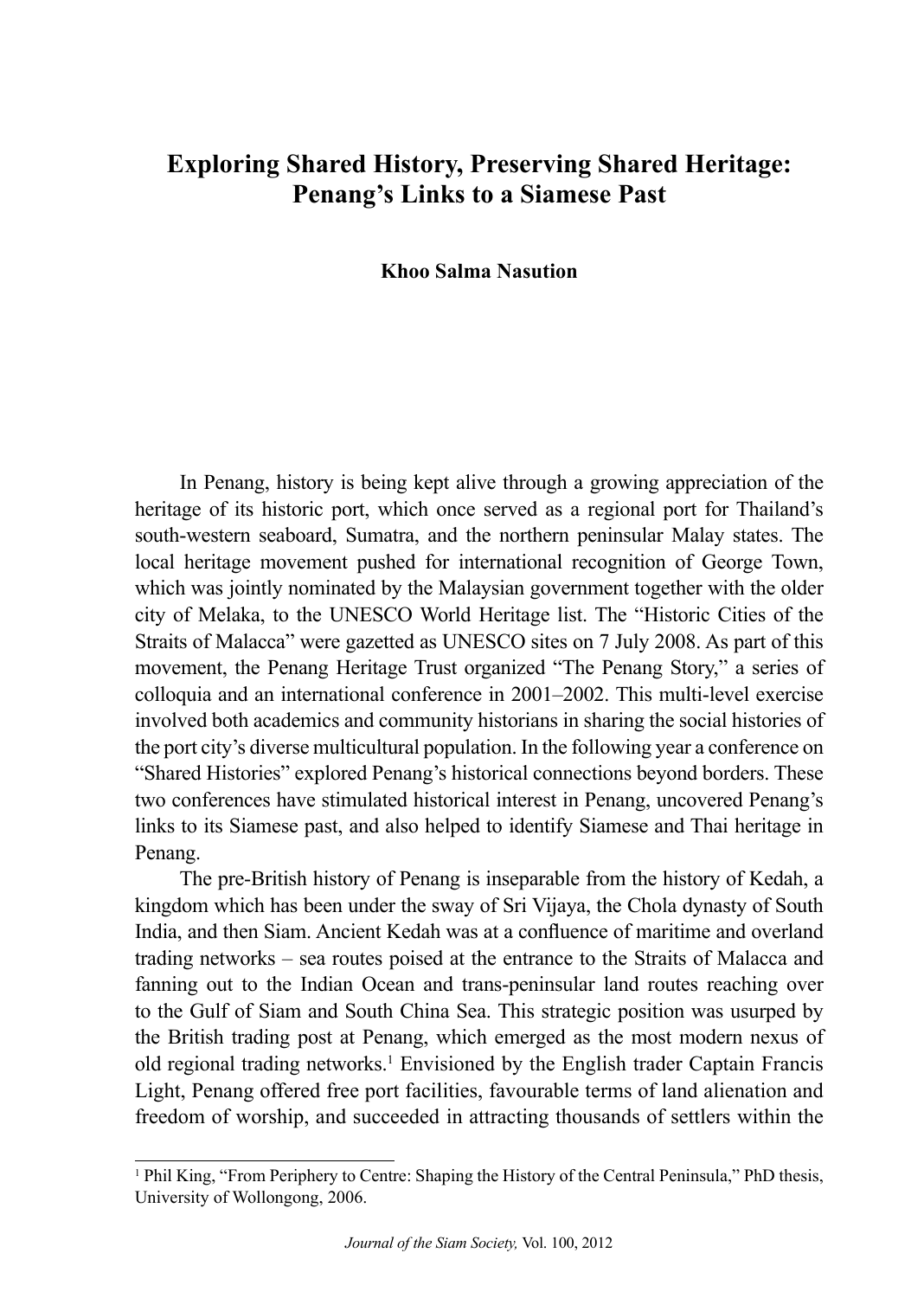# Exploring Shared History, Preserving Shared Heritage: Penang's Links to a Siamese Past

**Khoo Salma Nasution**

In Penang, history is being kept alive through a growing appreciation of the heritage of its historic port, which once served as a regional port for Thailand's south-western seaboard, Sumatra, and the northern peninsular Malay states. The local heritage movement pushed for international recognition of George Town, which was jointly nominated by the Malaysian government together with the older city of Melaka, to the UNESCO World Heritage list. The "Historic Cities of the Straits of Malacca" were gazetted as UNESCO sites on 7 July 2008. As part of this movement, the Penang Heritage Trust organized "The Penang Story," a series of colloquia and an international conference in 2001–2002. This multi-level exercise involved both academics and community historians in sharing the social histories of the port city's diverse multicultural population. In the following year a conference on "Shared Histories" explored Penang's historical connections beyond borders. These two conferences have stimulated historical interest in Penang, uncovered Penang's links to its Siamese past, and also helped to identify Siamese and Thai heritage in Penang.

The pre-British history of Penang is inseparable from the history of Kedah, a kingdom which has been under the sway of Sri Vijaya, the Chola dynasty of South India, and then Siam. Ancient Kedah was at a confluence of maritime and overland trading networks – sea routes poised at the entrance to the Straits of Malacca and fanning out to the Indian Ocean and trans-peninsular land routes reaching over to the Gulf of Siam and South China Sea. This strategic position was usurped by the British trading post at Penang, which emerged as the most modern nexus of old regional trading networks.[1] Envisioned by the English trader Captain Francis Light, Penang offered free port facilities, favourable terms of land alienation and freedom of worship, and succeeded in attracting thousands of settlers within the

[1] Phil King, "From Periphery to Centre: Shaping the History of the Central Peninsula," PhD thesis, University of Wollongong, 2006.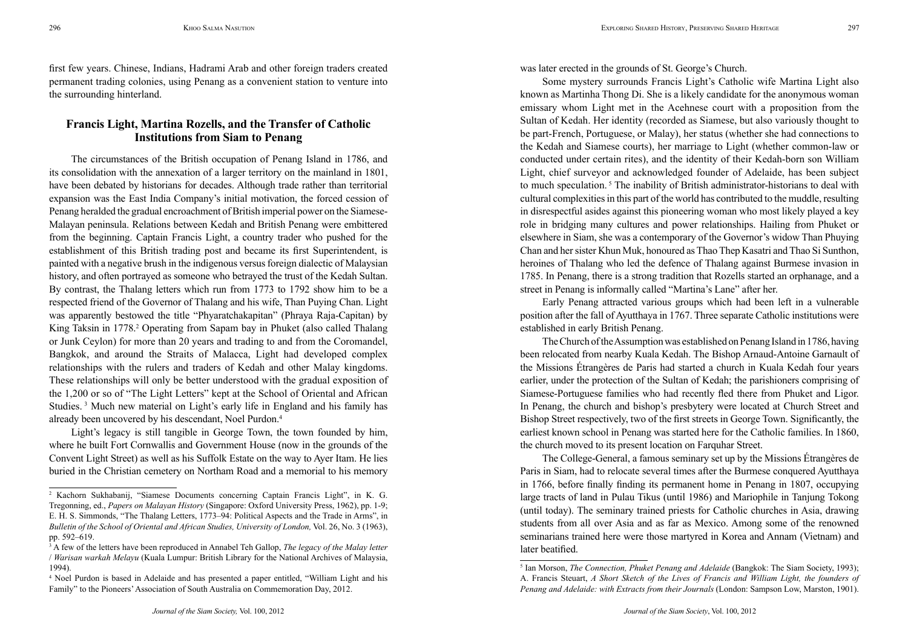first few years. Chinese, Indians, Hadrami Arab and other foreign traders created permanent trading colonies, using Penang as a convenient station to venture into the surrounding hinterland.

## Francis Light, Martina Rozells, and the Transfer of Catholic Institutions from Siam to Penang

The circumstances of the British occupation of Penang Island in 1786, and its consolidation with the annexation of a larger territory on the mainland in 1801, have been debated by historians for decades. Although trade rather than territorial expansion was the East India Company's initial motivation, the forced cession of Penang heralded the gradual encroachment of British imperial power on the Siamese-Malayan peninsula. Relations between Kedah and British Penang were embittered from the beginning. Captain Francis Light, a country trader who pushed for the establishment of this British trading post and became its first Superintendent, is painted with a negative brush in the indigenous versus foreign dialectic of Malaysian history, and often portrayed as someone who betrayed the trust of the Kedah Sultan. By contrast, the Thalang letters which run from 1773 to 1792 show him to be a respected friend of the Governor of Thalang and his wife, Than Puying Chan. Light was apparently bestowed the title "Phyaratchakapitan" (Phraya Raja-Capitan) by King Taksin in 1778.[2] Operating from Sapam bay in Phuket (also called Thalang or Junk Ceylon) for more than 20 years and trading to and from the Coromandel, Bangkok, and around the Straits of Malacca, Light had developed complex relationships with the rulers and traders of Kedah and other Malay kingdoms. These relationships will only be better understood with the gradual exposition of the 1,200 or so of "The Light Letters" kept at the School of Oriental and African Studies.[3] Much new material on Light's early life in England and his family has already been uncovered by his descendant, Noel Purdon.[4]

Light's legacy is still tangible in George Town, the town founded by him, where he built Fort Cornwallis and Government House (now in the grounds of the Convent Light Street) as well as his Suffolk Estate on the way to Ayer Itam. He lies buried in the Christian cemetery on Northam Road and a memorial to his memory was later erected in the grounds of St. George's Church.

Some mystery surrounds Francis Light's Catholic wife Martina Light also known as Martinha Thong Di. She is a likely candidate for the anonymous woman emissary whom Light met in the Acehnese court with a proposition from the Sultan of Kedah. Her identity (recorded as Siamese, but also variously thought to be part-French, Portuguese, or Malay), her status (whether she had connections to the Kedah and Siamese courts), her marriage to Light (whether common-law or conducted under certain rites), and the identity of their Kedah-born son William Light, chief surveyor and acknowledged founder of Adelaide, has been subject to much speculation.[5] The inability of British administrator-historians to deal with cultural complexities in this part of the world has contributed to the muddle, resulting in disrespectful asides against this pioneering woman who most likely played a key role in bridging many cultures and power relationships. Hailing from Phuket or elsewhere in Siam, she was a contemporary of the Governor's widow Than Phuying Chan and her sister Khun Muk, honoured as Thao Thep Kasatri and Thao Si Sunthon, heroines of Thalang who led the defence of Thalang against Burmese invasion in 1785. In Penang, there is a strong tradition that Rozells started an orphanage, and a street in Penang is informally called "Martina's Lane" after her.

Early Penang attracted various groups which had been left in a vulnerable position after the fall of Ayutthaya in 1767. Three separate Catholic institutions were established in early British Penang.

The Church of the Assumption was established on Penang Island in 1786, having been relocated from nearby Kuala Kedah. The Bishop Arnaud-Antoine Garnault of the Missions Étrangères de Paris had started a church in Kuala Kedah four years earlier, under the protection of the Sultan of Kedah; the parishioners comprising of Siamese-Portuguese families who had recently fled there from Phuket and Ligor. In Penang, the church and bishop's presbytery were located at Church Street and Bishop Street respectively, two of the first streets in George Town. Significantly, the earliest known school in Penang was started here for the Catholic families. In 1860, the church moved to its present location on Farquhar Street.

The College-General, a famous seminary set up by the Missions Étrangères de Paris in Siam, had to relocate several times after the Burmese conquered Ayutthaya in 1766, before finally finding its permanent home in Penang in 1807, occupying large tracts of land in Pulau Tikus (until 1986) and Mariophile in Tanjung Tokong (until today). The seminary trained priests for Catholic churches in Asia, drawing students from all over Asia and as far as Mexico. Among some of the renowned seminarians trained here were those martyred in Korea and Annam (Vietnam) and later beatified.

---

[2] Kachorn Sukhabanij, "Siamese Documents concerning Captain Francis Light", in K. G. Tregonning, ed., *Papers on Malayan History* (Singapore: Oxford University Press, 1962), pp. 1-9; E. H. S. Simmonds, "The Thalang Letters, 1773–94: Political Aspects and the Trade in Arms", in *Bulletin of the School of Oriental and African Studies, University of London,* Vol. 26, No. 3 (1963), pp. 592–619.

[3] A few of the letters have been reproduced in Annabel Teh Gallop, *The legacy of the Malay letter / Warisan warkah Melayu* (Kuala Lumpur: British Library for the National Archives of Malaysia, 1994).

[4] Noel Purdon is based in Adelaide and has presented a paper entitled, "William Light and his Family" to the Pioneers' Association of South Australia on Commemoration Day, 2012.

[5] Ian Morson, *The Connection, Phuket Penang and Adelaide* (Bangkok: The Siam Society, 1993); A. Francis Steuart, *A Short Sketch of the Lives of Francis and William Light, the founders of Penang and Adelaide: with Extracts from their Journals* (London: Sampson Low, Marston, 1901).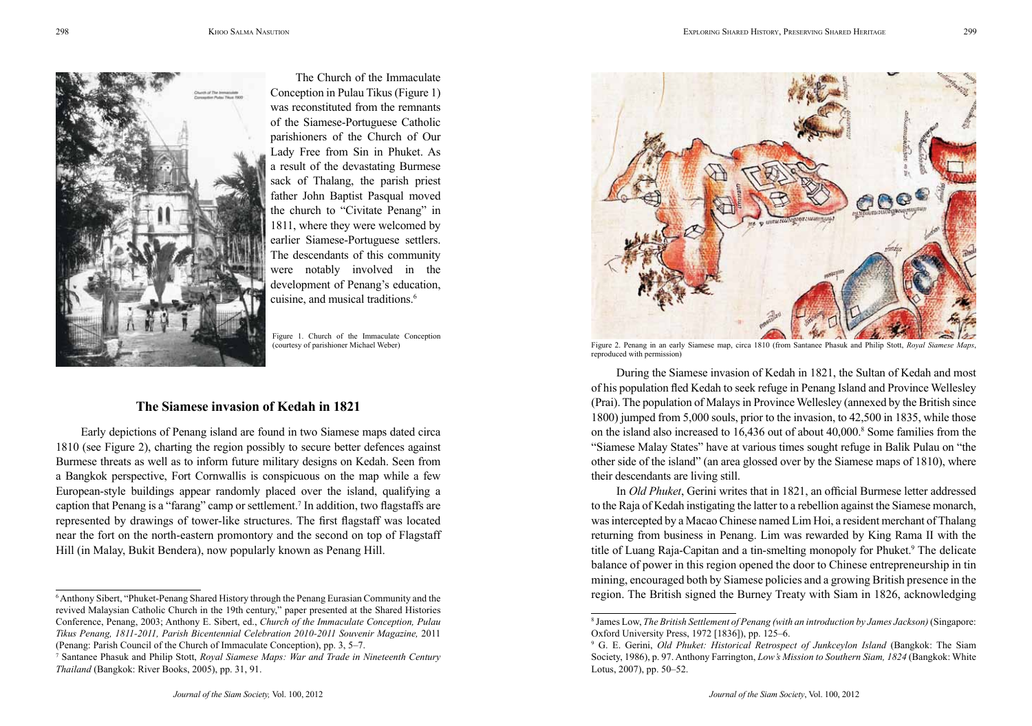The Church of the Immaculate Conception in Pulau Tikus (Figure 1) was reconstituted from the remnants of the Siamese-Portuguese Catholic parishioners of the Church of Our Lady Free from Sin in Phuket. As a result of the devastating Burmese sack of Thalang, the parish priest father John Baptist Pasqual moved the church to "Civitate Penang" in 1811, where they were welcomed by earlier Siamese-Portuguese settlers. The descendants of this community were notably involved in the development of Penang's education, cuisine, and musical traditions.[6]

Figure 1. Church of the Immaculate Conception (courtesy of parishioner Michael Weber)

## The Siamese invasion of Kedah in 1821

Early depictions of Penang island are found in two Siamese maps dated circa 1810 (see Figure 2), charting the region possibly to secure better defences against Burmese threats as well as to inform future military designs on Kedah. Seen from a Bangkok perspective, Fort Cornwallis is conspicuous on the map while a few European-style buildings appear randomly placed over the island, qualifying a caption that Penang is a "farang" camp or settlement.[7] In addition, two flagstaffs are represented by drawings of tower-like structures. The first flagstaff was located near the fort on the north-eastern promontory and the second on top of Flagstaff Hill (in Malay, Bukit Bendera), now popularly known as Penang Hill.

Figure 2. Penang in an early Siamese map, circa 1810 (from Santanee Phasuk and Philip Stott, *Royal Siamese Maps*, reproduced with permission)

During the Siamese invasion of Kedah in 1821, the Sultan of Kedah and most of his population fled Kedah to seek refuge in Penang Island and Province Wellesley (Prai). The population of Malays in Province Wellesley (annexed by the British since 1800) jumped from 5,000 souls, prior to the invasion, to 42,500 in 1835, while those on the island also increased to 16,436 out of about 40,000.[8] Some families from the "Siamese Malay States" have at various times sought refuge in Balik Pulau on "the other side of the island" (an area glossed over by the Siamese maps of 1810), where their descendants are living still.

In *Old Phuket*, Gerini writes that in 1821, an official Burmese letter addressed to the Raja of Kedah instigating the latter to a rebellion against the Siamese monarch, was intercepted by a Macao Chinese named Lim Hoi, a resident merchant of Thalang returning from business in Penang. Lim was rewarded by King Rama II with the title of Luang Raja-Capitan and a tin-smelting monopoly for Phuket.[9] The delicate balance of power in this region opened the door to Chinese entrepreneurship in tin mining, encouraged both by Siamese policies and a growing British presence in the region. The British signed the Burney Treaty with Siam in 1826, acknowledging

[6] Anthony Sibert, "Phuket-Penang Shared History through the Penang Eurasian Community and the revived Malaysian Catholic Church in the 19th century," paper presented at the Shared Histories Conference, Penang, 2003; Anthony E. Sibert, ed., *Church of the Immaculate Conception, Pulau Tikus Penang, 1811-2011, Parish Bicentennial Celebration 2010-2011 Souvenir Magazine,* 2011 (Penang: Parish Council of the Church of Immaculate Conception), pp. 3, 5–7.

[7] Santanee Phasuk and Philip Stott, *Royal Siamese Maps: War and Trade in Nineteenth Century Thailand* (Bangkok: River Books, 2005), pp. 31, 91.

[8] James Low, *The British Settlement of Penang (with an introduction by James Jackson)* (Singapore: Oxford University Press, 1972 [1836]), pp. 125–6.

[9] G. E. Gerini, *Old Phuket: Historical Retrospect of Junkceylon Island* (Bangkok: The Siam Society, 1986), p. 97. Anthony Farrington, *Low's Mission to Southern Siam, 1824* (Bangkok: White Lotus, 2007), pp. 50–52.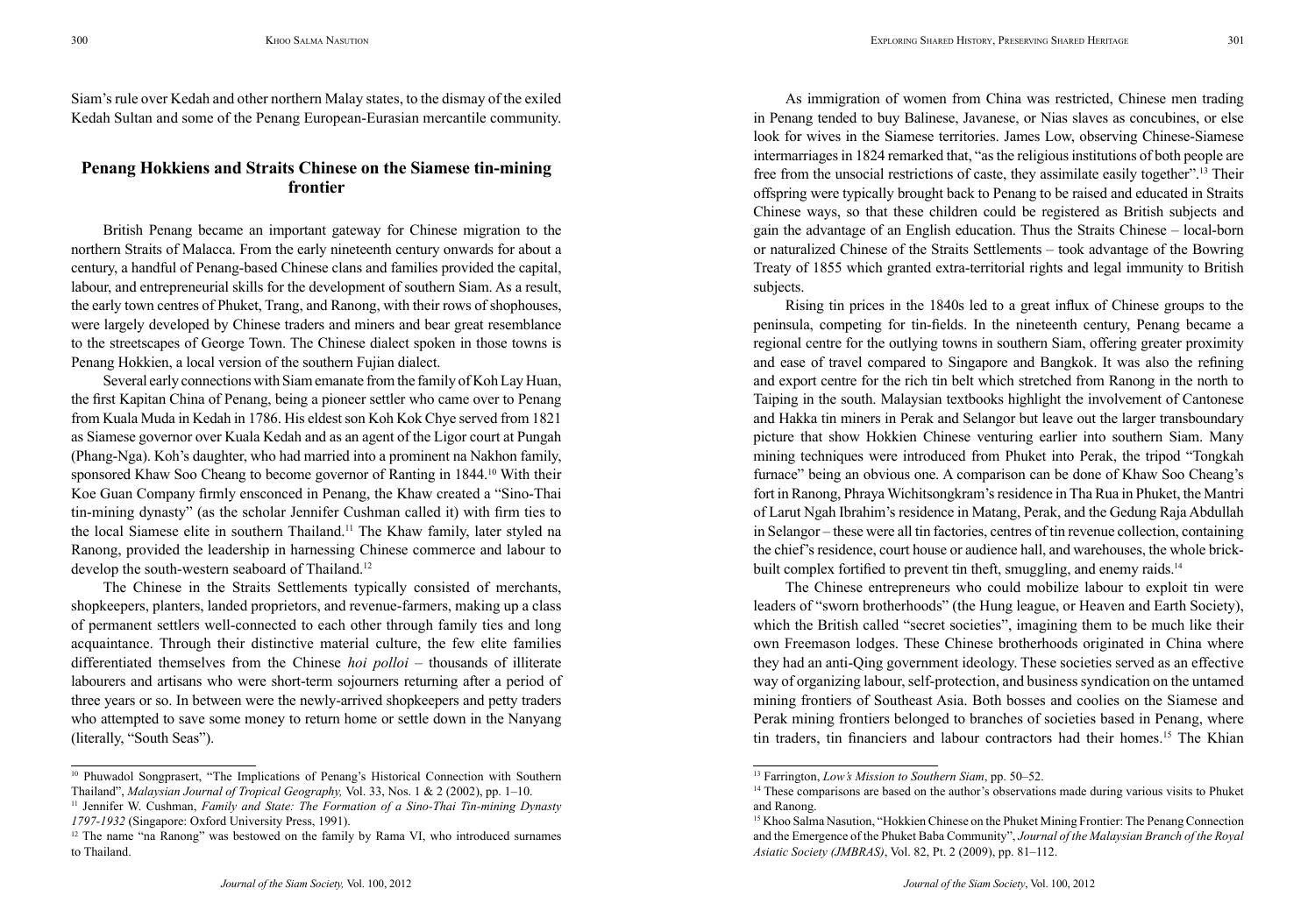Siam's rule over Kedah and other northern Malay states, to the dismay of the exiled Kedah Sultan and some of the Penang European-Eurasian mercantile community.

## Penang Hokkiens and Straits Chinese on the Siamese tin-mining frontier

British Penang became an important gateway for Chinese migration to the northern Straits of Malacca. From the early nineteenth century onwards for about a century, a handful of Penang-based Chinese clans and families provided the capital, labour, and entrepreneurial skills for the development of southern Siam. As a result, the early town centres of Phuket, Trang, and Ranong, with their rows of shophouses, were largely developed by Chinese traders and miners and bear great resemblance to the streetscapes of George Town. The Chinese dialect spoken in those towns is Penang Hokkien, a local version of the southern Fujian dialect.

Several early connections with Siam emanate from the family of Koh Lay Huan, the first Kapitan China of Penang, being a pioneer settler who came over to Penang from Kuala Muda in Kedah in 1786. His eldest son Koh Kok Chye served from 1821 as Siamese governor over Kuala Kedah and as an agent of the Ligor court at Pungah (Phang-Nga). Koh's daughter, who had married into a prominent na Nakhon family, sponsored Khaw Soo Cheang to become governor of Ranting in 1844.[10] With their Koe Guan Company firmly ensconced in Penang, the Khaw created a "Sino-Thai tin-mining dynasty" (as the scholar Jennifer Cushman called it) with firm ties to the local Siamese elite in southern Thailand.[11] The Khaw family, later styled na Ranong, provided the leadership in harnessing Chinese commerce and labour to develop the south-western seaboard of Thailand.[12]

The Chinese in the Straits Settlements typically consisted of merchants, shopkeepers, planters, landed proprietors, and revenue-farmers, making up a class of permanent settlers well-connected to each other through family ties and long acquaintance. Through their distinctive material culture, the few elite families differentiated themselves from the Chinese *hoi polloi* – thousands of illiterate labourers and artisans who were short-term sojourners returning after a period of three years or so. In between were the newly-arrived shopkeepers and petty traders who attempted to save some money to return home or settle down in the Nanyang (literally, "South Seas").

As immigration of women from China was restricted, Chinese men trading in Penang tended to buy Balinese, Javanese, or Nias slaves as concubines, or else look for wives in the Siamese territories. James Low, observing Chinese-Siamese intermarriages in 1824 remarked that, "as the religious institutions of both people are free from the unsocial restrictions of caste, they assimilate easily together".[13] Their offspring were typically brought back to Penang to be raised and educated in Straits Chinese ways, so that these children could be registered as British subjects and gain the advantage of an English education. Thus the Straits Chinese – local-born or naturalized Chinese of the Straits Settlements – took advantage of the Bowring Treaty of 1855 which granted extra-territorial rights and legal immunity to British subjects.

Rising tin prices in the 1840s led to a great influx of Chinese groups to the peninsula, competing for tin-fields. In the nineteenth century, Penang became a regional centre for the outlying towns in southern Siam, offering greater proximity and ease of travel compared to Singapore and Bangkok. It was also the refining and export centre for the rich tin belt which stretched from Ranong in the north to Taiping in the south. Malaysian textbooks highlight the involvement of Cantonese and Hakka tin miners in Perak and Selangor but leave out the larger transboundary picture that show Hokkien Chinese venturing earlier into southern Siam. Many mining techniques were introduced from Phuket into Perak, the tripod "Tongkah furnace" being an obvious one. A comparison can be done of Khaw Soo Cheang's fort in Ranong, Phraya Wichitsongkram's residence in Tha Rua in Phuket, the Mantri of Larut Ngah Ibrahim's residence in Matang, Perak, and the Gedung Raja Abdullah in Selangor – these were all tin factories, centres of tin revenue collection, containing the chief's residence, court house or audience hall, and warehouses, the whole brick-built complex fortified to prevent tin theft, smuggling, and enemy raids.[14]

The Chinese entrepreneurs who could mobilize labour to exploit tin were leaders of "sworn brotherhoods" (the Hung league, or Heaven and Earth Society), which the British called "secret societies", imagining them to be much like their own Freemason lodges. These Chinese brotherhoods originated in China where they had an anti-Qing government ideology. These societies served as an effective way of organizing labour, self-protection, and business syndication on the untamed mining frontiers of Southeast Asia. Both bosses and coolies on the Siamese and Perak mining frontiers belonged to branches of societies based in Penang, where tin traders, tin financiers and labour contractors had their homes.[15] The Khian

---

[10] Phuwadol Songprasert, "The Implications of Penang's Historical Connection with Southern Thailand", *Malaysian Journal of Tropical Geography,* Vol. 33, Nos. 1 & 2 (2002), pp. 1–10.

[11] Jennifer W. Cushman, *Family and State: The Formation of a Sino-Thai Tin-mining Dynasty 1797-1932* (Singapore: Oxford University Press, 1991).

[12] The name "na Ranong" was bestowed on the family by Rama VI, who introduced surnames to Thailand.

[13] Farrington, *Low's Mission to Southern Siam*, pp. 50–52.

[14] These comparisons are based on the author's observations made during various visits to Phuket and Ranong.

[15] Khoo Salma Nasution, "Hokkien Chinese on the Phuket Mining Frontier: The Penang Connection and the Emergence of the Phuket Baba Community", *Journal of the Malaysian Branch of the Royal Asiatic Society (JMBRAS)*, Vol. 82, Pt. 2 (2009), pp. 81–112.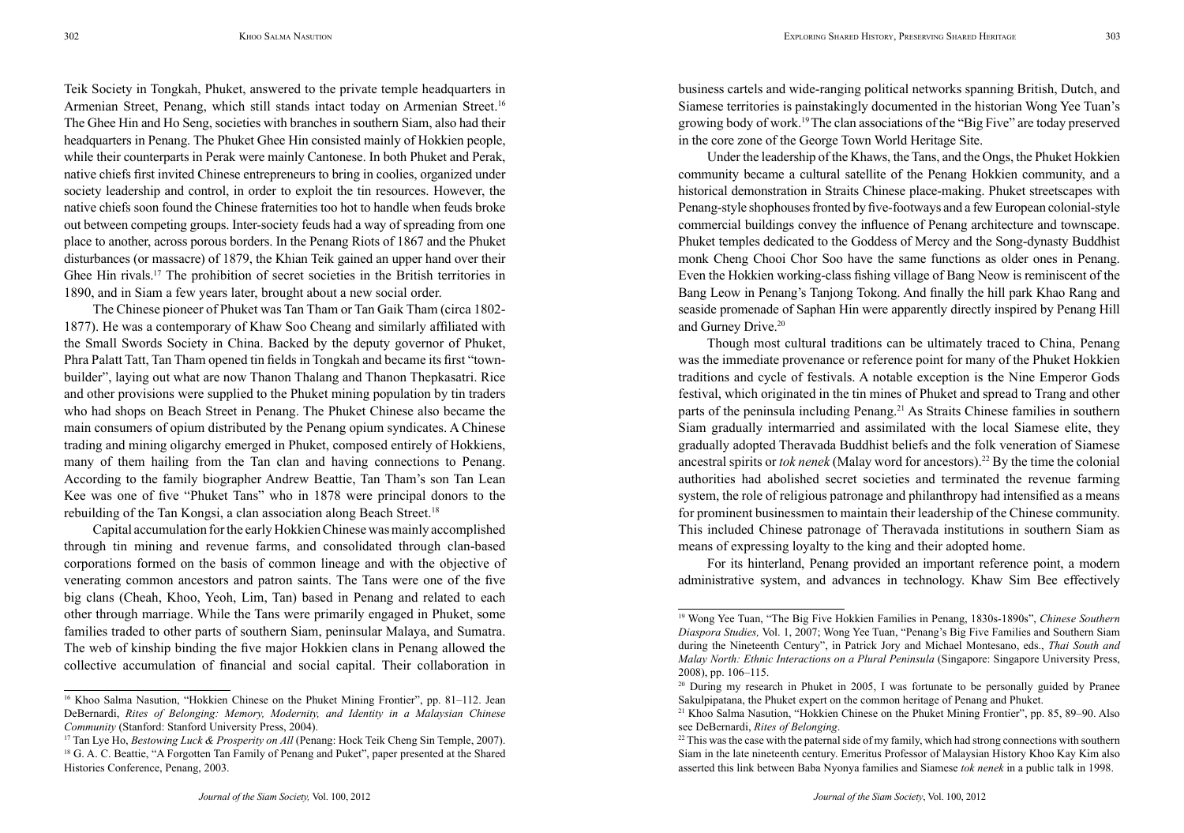Teik Society in Tongkah, Phuket, answered to the private temple headquarters in Armenian Street, Penang, which still stands intact today on Armenian Street.[16] The Ghee Hin and Ho Seng, societies with branches in southern Siam, also had their headquarters in Penang. The Phuket Ghee Hin consisted mainly of Hokkien people, while their counterparts in Perak were mainly Cantonese. In both Phuket and Perak, native chiefs first invited Chinese entrepreneurs to bring in coolies, organized under society leadership and control, in order to exploit the tin resources. However, the native chiefs soon found the Chinese fraternities too hot to handle when feuds broke out between competing groups. Inter-society feuds had a way of spreading from one place to another, across porous borders. In the Penang Riots of 1867 and the Phuket disturbances (or massacre) of 1879, the Khian Teik gained an upper hand over their Ghee Hin rivals.[17] The prohibition of secret societies in the British territories in 1890, and in Siam a few years later, brought about a new social order.

The Chinese pioneer of Phuket was Tan Tham or Tan Gaik Tham (circa 1802-1877). He was a contemporary of Khaw Soo Cheang and similarly affiliated with the Small Swords Society in China. Backed by the deputy governor of Phuket, Phra Palatt Tatt, Tan Tham opened tin fields in Tongkah and became its first "town-builder", laying out what are now Thanon Thalang and Thanon Thepkasatri. Rice and other provisions were supplied to the Phuket mining population by tin traders who had shops on Beach Street in Penang. The Phuket Chinese also became the main consumers of opium distributed by the Penang opium syndicates. A Chinese trading and mining oligarchy emerged in Phuket, composed entirely of Hokkiens, many of them hailing from the Tan clan and having connections to Penang. According to the family biographer Andrew Beattie, Tan Tham's son Tan Lean Kee was one of five "Phuket Tans" who in 1878 were principal donors to the rebuilding of the Tan Kongsi, a clan association along Beach Street.[18]

Capital accumulation for the early Hokkien Chinese was mainly accomplished through tin mining and revenue farms, and consolidated through clan-based corporations formed on the basis of common lineage and with the objective of venerating common ancestors and patron saints. The Tans were one of the five big clans (Cheah, Khoo, Yeoh, Lim, Tan) based in Penang and related to each other through marriage. While the Tans were primarily engaged in Phuket, some families traded to other parts of southern Siam, peninsular Malaya, and Sumatra. The web of kinship binding the five major Hokkien clans in Penang allowed the collective accumulation of financial and social capital. Their collaboration in business cartels and wide-ranging political networks spanning British, Dutch, and Siamese territories is painstakingly documented in the historian Wong Yee Tuan's growing body of work.[19] The clan associations of the "Big Five" are today preserved in the core zone of the George Town World Heritage Site.

Under the leadership of the Khaws, the Tans, and the Ongs, the Phuket Hokkien community became a cultural satellite of the Penang Hokkien community, and a historical demonstration in Straits Chinese place-making. Phuket streetscapes with Penang-style shophouses fronted by five-footways and a few European colonial-style commercial buildings convey the influence of Penang architecture and townscape. Phuket temples dedicated to the Goddess of Mercy and the Song-dynasty Buddhist monk Cheng Chooi Chor Soo have the same functions as older ones in Penang. Even the Hokkien working-class fishing village of Bang Neow is reminiscent of the Bang Leow in Penang's Tanjong Tokong. And finally the hill park Khao Rang and seaside promenade of Saphan Hin were apparently directly inspired by Penang Hill and Gurney Drive.[20]

Though most cultural traditions can be ultimately traced to China, Penang was the immediate provenance or reference point for many of the Phuket Hokkien traditions and cycle of festivals. A notable exception is the Nine Emperor Gods festival, which originated in the tin mines of Phuket and spread to Trang and other parts of the peninsula including Penang.[21] As Straits Chinese families in southern Siam gradually intermarried and assimilated with the local Siamese elite, they gradually adopted Theravada Buddhist beliefs and the folk veneration of Siamese ancestral spirits or *tok nenek* (Malay word for ancestors).[22] By the time the colonial authorities had abolished secret societies and terminated the revenue farming system, the role of religious patronage and philanthropy had intensified as a means for prominent businessmen to maintain their leadership of the Chinese community. This included Chinese patronage of Theravada institutions in southern Siam as means of expressing loyalty to the king and their adopted home.

For its hinterland, Penang provided an important reference point, a modern administrative system, and advances in technology. Khaw Sim Bee effectively

---

[16] Khoo Salma Nasution, "Hokkien Chinese on the Phuket Mining Frontier", pp. 81–112. Jean DeBernardi, *Rites of Belonging: Memory, Modernity, and Identity in a Malaysian Chinese Community* (Stanford: Stanford University Press, 2004).

[17] Tan Lye Ho, *Bestowing Luck & Prosperity on All* (Penang: Hock Teik Cheng Sin Temple, 2007).

[18] G. A. C. Beattie, "A Forgotten Tan Family of Penang and Puket", paper presented at the Shared Histories Conference, Penang, 2003.

[19] Wong Yee Tuan, "The Big Five Hokkien Families in Penang, 1830s-1890s", *Chinese Southern Diaspora Studies,* Vol. 1, 2007; Wong Yee Tuan, "Penang's Big Five Families and Southern Siam during the Nineteenth Century", in Patrick Jory and Michael Montesano, eds., *Thai South and Malay North: Ethnic Interactions on a Plural Peninsula* (Singapore: Singapore University Press, 2008), pp. 106–115.

[20] During my research in Phuket in 2005, I was fortunate to be personally guided by Pranee Sakulpipatana, the Phuket expert on the common heritage of Penang and Phuket.

[21] Khoo Salma Nasution, "Hokkien Chinese on the Phuket Mining Frontier", pp. 85, 89–90. Also see DeBernardi, *Rites of Belonging*.

[22] This was the case with the paternal side of my family, which had strong connections with southern Siam in the late nineteenth century. Emeritus Professor of Malaysian History Khoo Kay Kim also asserted this link between Baba Nyonya families and Siamese *tok nenek* in a public talk in 1998.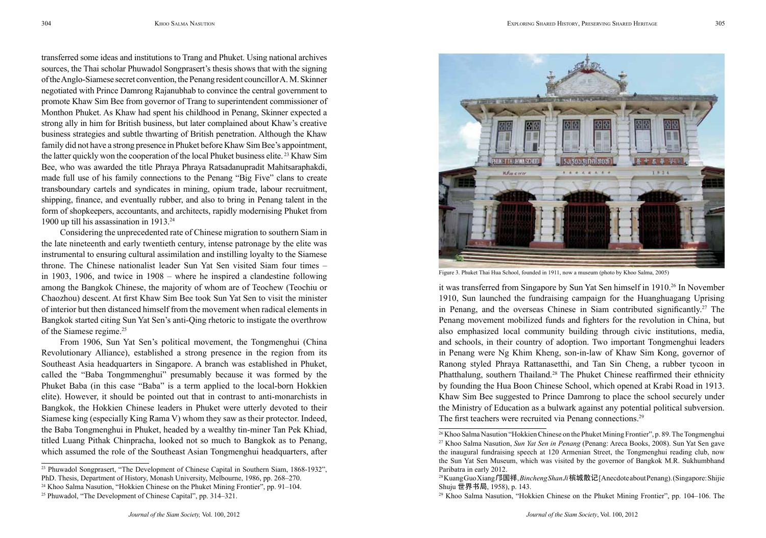transferred some ideas and institutions to Trang and Phuket. Using national archives sources, the Thai scholar Phuwadol Songprasert's thesis shows that with the signing of the Anglo-Siamese secret convention, the Penang resident councillor A. M. Skinner negotiated with Prince Damrong Rajanubhab to convince the central government to promote Khaw Sim Bee from governor of Trang to superintendent commissioner of Monthon Phuket. As Khaw had spent his childhood in Penang, Skinner expected a strong ally in him for British business, but later complained about Khaw's creative business strategies and subtle thwarting of British penetration. Although the Khaw family did not have a strong presence in Phuket before Khaw Sim Bee's appointment, the latter quickly won the cooperation of the local Phuket business elite.[23] Khaw Sim Bee, who was awarded the title Phraya Phraya Ratsadanupradit Mahitsaraphakdi, made full use of his family connections to the Penang "Big Five" clans to create transboundary cartels and syndicates in mining, opium trade, labour recruitment, shipping, finance, and eventually rubber, and also to bring in Penang talent in the form of shopkeepers, accountants, and architects, rapidly modernising Phuket from 1900 up till his assassination in 1913.[24]

Considering the unprecedented rate of Chinese migration to southern Siam in the late nineteenth and early twentieth century, intense patronage by the elite was instrumental to ensuring cultural assimilation and instilling loyalty to the Siamese throne. The Chinese nationalist leader Sun Yat Sen visited Siam four times – in 1903, 1906, and twice in 1908 – where he inspired a clandestine following among the Bangkok Chinese, the majority of whom are of Teochew (Teochiu or Chaozhou) descent. At first Khaw Sim Bee took Sun Yat Sen to visit the minister of interior but then distanced himself from the movement when radical elements in Bangkok started citing Sun Yat Sen's anti-Qing rhetoric to instigate the overthrow of the Siamese regime.[25]

From 1906, Sun Yat Sen's political movement, the Tongmenghui (China Revolutionary Alliance), established a strong presence in the region from its Southeast Asia headquarters in Singapore. A branch was established in Phuket, called the "Baba Tongmmenghui" presumably because it was formed by the Phuket Baba (in this case "Baba" is a term applied to the local-born Hokkien elite). However, it should be pointed out that in contrast to anti-monarchists in Bangkok, the Hokkien Chinese leaders in Phuket were utterly devoted to their Siamese king (especially King Rama V) whom they saw as their protector. Indeed, the Baba Tongmenghui in Phuket, headed by a wealthy tin-miner Tan Pek Khiad, titled Luang Pithak Chinpracha, looked not so much to Bangkok as to Penang, which assumed the role of the Southeast Asian Tongmenghui headquarters, after it was transferred from Singapore by Sun Yat Sen himself in 1910.[26] In November 1910, Sun launched the fundraising campaign for the Huanghuagang Uprising in Penang, and the overseas Chinese in Siam contributed significantly.[27] The Penang movement mobilized funds and fighters for the revolution in China, but also emphasized local community building through civic institutions, media, and schools, in their country of adoption. Two important Tongmenghui leaders in Penang were Ng Khim Kheng, son-in-law of Khaw Sim Kong, governor of Ranong styled Phraya Rattanasetthi, and Tan Sin Cheng, a rubber tycoon in Phatthalung, southern Thailand.[28] The Phuket Chinese reaffirmed their ethnicity by founding the Hua Boon Chinese School, which opened at Krabi Road in 1913. Khaw Sim Bee suggested to Prince Damrong to place the school securely under the Ministry of Education as a bulwark against any potential political subversion. The first teachers were recruited via Penang connections.[29]

Figure 3. Phuket Thai Hua School, founded in 1911, now a museum (photo by Khoo Salma, 2005)

---

[23] Phuwadol Songprasert, "The Development of Chinese Capital in Southern Siam, 1868-1932", PhD. Thesis, Department of History, Monash University, Melbourne, 1986, pp. 268–270.

[24] Khoo Salma Nasution, "Hokkien Chinese on the Phuket Mining Frontier", pp. 91–104.

[25] Phuwadol, "The Development of Chinese Capital", pp. 314–321.

[26] Khoo Salma Nasution "Hokkien Chinese on the Phuket Mining Frontier", p. 89. The Tongmenghui

[27] Khoo Salma Nasution, *Sun Yat Sen in Penang* (Penang: Areca Books, 2008). Sun Yat Sen gave the inaugural fundraising speech at 120 Armenian Street, the Tongmenghui reading club, now the Sun Yat Sen Museum, which was visited by the governor of Bangkok M.R. Sukhumbhand Paribatra in early 2012.

[28] Kuang Guo Xiang 邝国祥, *Bincheng Shan Ji* 槟城散记 [Anecdote about Penang). (Singapore: Shijie Shuju 世界书局, 1958), p. 143.

[29] Khoo Salma Nasution, "Hokkien Chinese on the Phuket Mining Frontier", pp. 104–106. The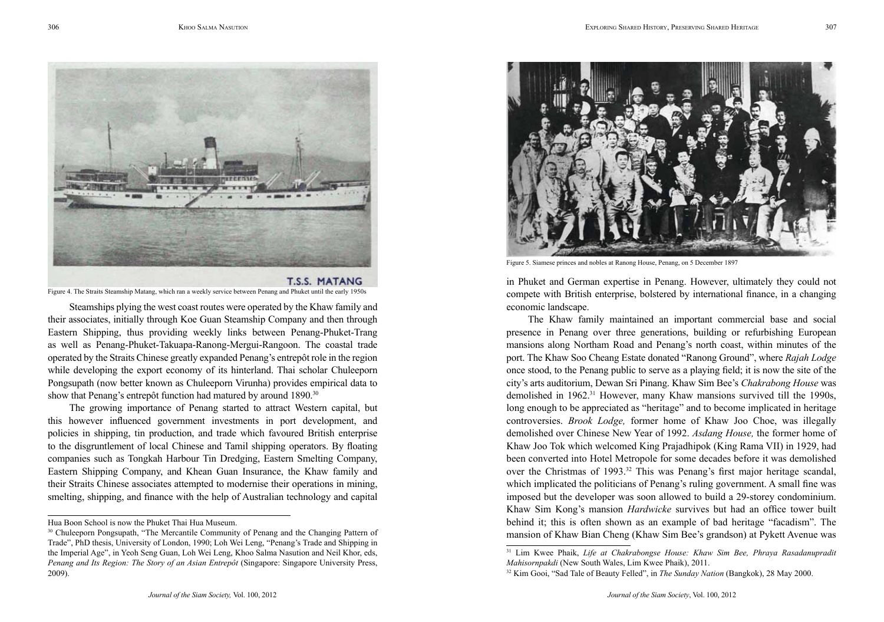T.S.S. MATANG

Figure 4. The Straits Steamship Matang, which ran a weekly service between Penang and Phuket until the early 1950s

Steamships plying the west coast routes were operated by the Khaw family and their associates, initially through Koe Guan Steamship Company and then through Eastern Shipping, thus providing weekly links between Penang-Phuket-Trang as well as Penang-Phuket-Takuapa-Ranong-Mergui-Rangoon. The coastal trade operated by the Straits Chinese greatly expanded Penang's entrepôt role in the region while developing the export economy of its hinterland. Thai scholar Chuleeporn Pongsupath (now better known as Chuleeporn Virunha) provides empirical data to show that Penang's entrepôt function had matured by around 1890.[30]

The growing importance of Penang started to attract Western capital, but this however influenced government investments in port development, and policies in shipping, tin production, and trade which favoured British enterprise to the disgruntlement of local Chinese and Tamil shipping operators. By floating companies such as Tongkah Harbour Tin Dredging, Eastern Smelting Company, Eastern Shipping Company, and Khean Guan Insurance, the Khaw family and their Straits Chinese associates attempted to modernise their operations in mining, smelting, shipping, and finance with the help of Australian technology and capital in Phuket and German expertise in Penang. However, ultimately they could not compete with British enterprise, bolstered by international finance, in a changing economic landscape.

Figure 5. Siamese princes and nobles at Ranong House, Penang, on 5 December 1897

The Khaw family maintained an important commercial base and social presence in Penang over three generations, building or refurbishing European mansions along Northam Road and Penang's north coast, within minutes of the port. The Khaw Soo Cheang Estate donated "Ranong Ground", where *Rajah Lodge* once stood, to the Penang public to serve as a playing field; it is now the site of the city's arts auditorium, Dewan Sri Pinang. Khaw Sim Bee's *Chakrabong House* was demolished in 1962.[31] However, many Khaw mansions survived till the 1990s, long enough to be appreciated as "heritage" and to become implicated in heritage controversies. *Brook Lodge,* former home of Khaw Joo Choe, was illegally demolished over Chinese New Year of 1992. *Asdang House,* the former home of Khaw Joo Tok which welcomed King Prajadhipok (King Rama VII) in 1929, had been converted into Hotel Metropole for some decades before it was demolished over the Christmas of 1993.[32] This was Penang's first major heritage scandal, which implicated the politicians of Penang's ruling government. A small fine was imposed but the developer was soon allowed to build a 29-storey condominium. Khaw Sim Kong's mansion *Hardwicke* survives but had an office tower built behind it; this is often shown as an example of bad heritage "facadism". The mansion of Khaw Bian Cheng (Khaw Sim Bee's grandson) at Pykett Avenue was

---

Hua Boon School is now the Phuket Thai Hua Museum.

[30] Chuleeporn Pongsupath, "The Mercantile Community of Penang and the Changing Pattern of Trade", PhD thesis, University of London, 1990; Loh Wei Leng, "Penang's Trade and Shipping in the Imperial Age", in Yeoh Seng Guan, Loh Wei Leng, Khoo Salma Nasution and Neil Khor, eds, *Penang and Its Region: The Story of an Asian Entrepôt* (Singapore: Singapore University Press, 2009).

[31] Lim Kwee Phaik, *Life at Chakrabongse House: Khaw Sim Bee, Phraya Rasadanupradit Mahisornpakdi* (New South Wales, Lim Kwee Phaik), 2011.

[32] Kim Gooi, "Sad Tale of Beauty Felled", in *The Sunday Nation* (Bangkok), 28 May 2000.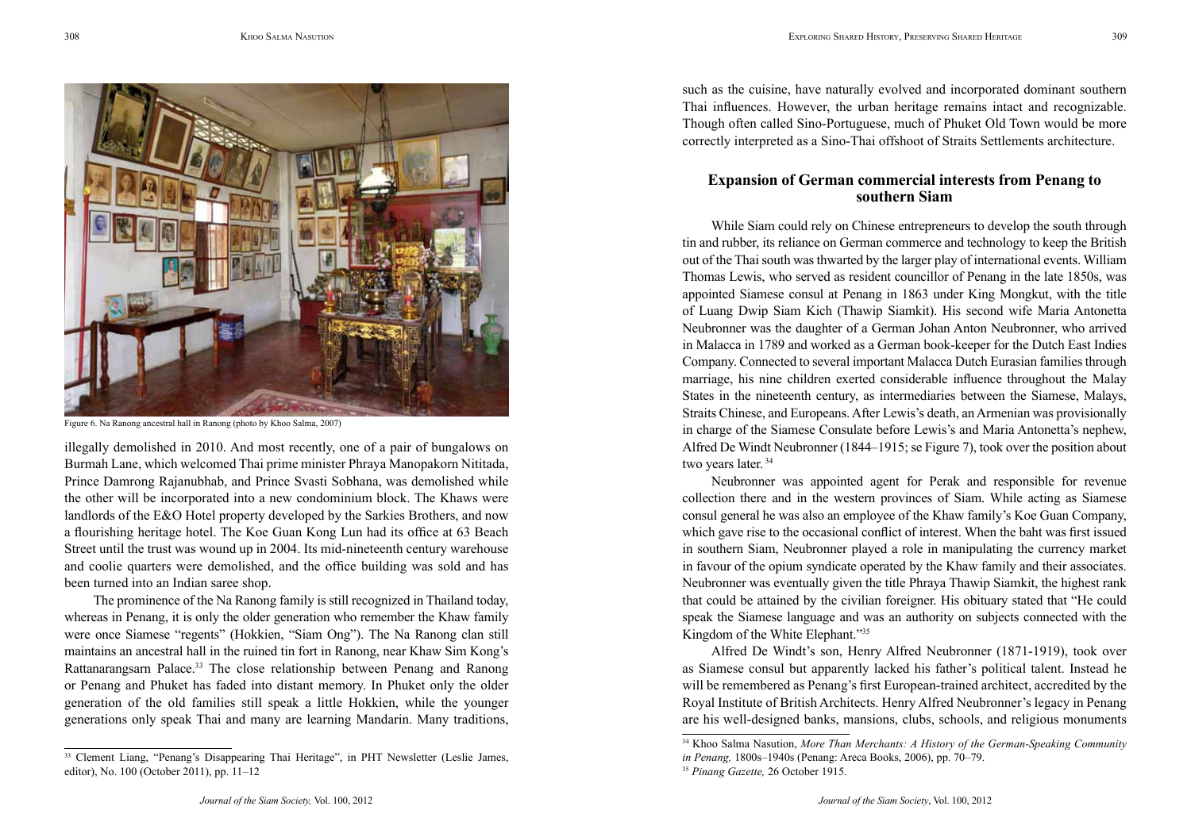Figure 6. Na Ranong ancestral hall in Ranong (photo by Khoo Salma, 2007)

illegally demolished in 2010. And most recently, one of a pair of bungalows on Burmah Lane, which welcomed Thai prime minister Phraya Manopakorn Nititada, Prince Damrong Rajanubhab, and Prince Svasti Sobhana, was demolished while the other will be incorporated into a new condominium block. The Khaws were landlords of the E&O Hotel property developed by the Sarkies Brothers, and now a flourishing heritage hotel. The Koe Guan Kong Lun had its office at 63 Beach Street until the trust was wound up in 2004. Its mid-nineteenth century warehouse and coolie quarters were demolished, and the office building was sold and has been turned into an Indian saree shop.

The prominence of the Na Ranong family is still recognized in Thailand today, whereas in Penang, it is only the older generation who remember the Khaw family were once Siamese "regents" (Hokkien, "Siam Ong"). The Na Ranong clan still maintains an ancestral hall in the ruined tin fort in Ranong, near Khaw Sim Kong's Rattanarangsarn Palace.[33] The close relationship between Penang and Ranong or Penang and Phuket has faded into distant memory. In Phuket only the older generation of the old families still speak a little Hokkien, while the younger generations only speak Thai and many are learning Mandarin. Many traditions, such as the cuisine, have naturally evolved and incorporated dominant southern Thai influences. However, the urban heritage remains intact and recognizable. Though often called Sino-Portuguese, much of Phuket Old Town would be more correctly interpreted as a Sino-Thai offshoot of Straits Settlements architecture.

## Expansion of German commercial interests from Penang to southern Siam

While Siam could rely on Chinese entrepreneurs to develop the south through tin and rubber, its reliance on German commerce and technology to keep the British out of the Thai south was thwarted by the larger play of international events. William Thomas Lewis, who served as resident councillor of Penang in the late 1850s, was appointed Siamese consul at Penang in 1863 under King Mongkut, with the title of Luang Dwip Siam Kich (Thawip Siamkit). His second wife Maria Antonetta Neubronner was the daughter of a German Johan Anton Neubronner, who arrived in Malacca in 1789 and worked as a German book-keeper for the Dutch East Indies Company. Connected to several important Malacca Dutch Eurasian families through marriage, his nine children exerted considerable influence throughout the Malay States in the nineteenth century, as intermediaries between the Siamese, Malays, Straits Chinese, and Europeans. After Lewis's death, an Armenian was provisionally in charge of the Siamese Consulate before Lewis's and Maria Antonetta's nephew, Alfred De Windt Neubronner (1844–1915; se Figure 7), took over the position about two years later.[34]

Neubronner was appointed agent for Perak and responsible for revenue collection there and in the western provinces of Siam. While acting as Siamese consul general he was also an employee of the Khaw family's Koe Guan Company, which gave rise to the occasional conflict of interest. When the baht was first issued in southern Siam, Neubronner played a role in manipulating the currency market in favour of the opium syndicate operated by the Khaw family and their associates. Neubronner was eventually given the title Phraya Thawip Siamkit, the highest rank that could be attained by the civilian foreigner. His obituary stated that "He could speak the Siamese language and was an authority on subjects connected with the Kingdom of the White Elephant."[35]

Alfred De Windt's son, Henry Alfred Neubronner (1871-1919), took over as Siamese consul but apparently lacked his father's political talent. Instead he will be remembered as Penang's first European-trained architect, accredited by the Royal Institute of British Architects. Henry Alfred Neubronner's legacy in Penang are his well-designed banks, mansions, clubs, schools, and religious monuments

---

[33] Clement Liang, "Penang's Disappearing Thai Heritage", in PHT Newsletter (Leslie James, editor), No. 100 (October 2011), pp. 11–12

[34] Khoo Salma Nasution, *More Than Merchants: A History of the German-Speaking Community in Penang,* 1800s–1940s (Penang: Areca Books, 2006), pp. 70–79.

[35] *Pinang Gazette,* 26 October 1915.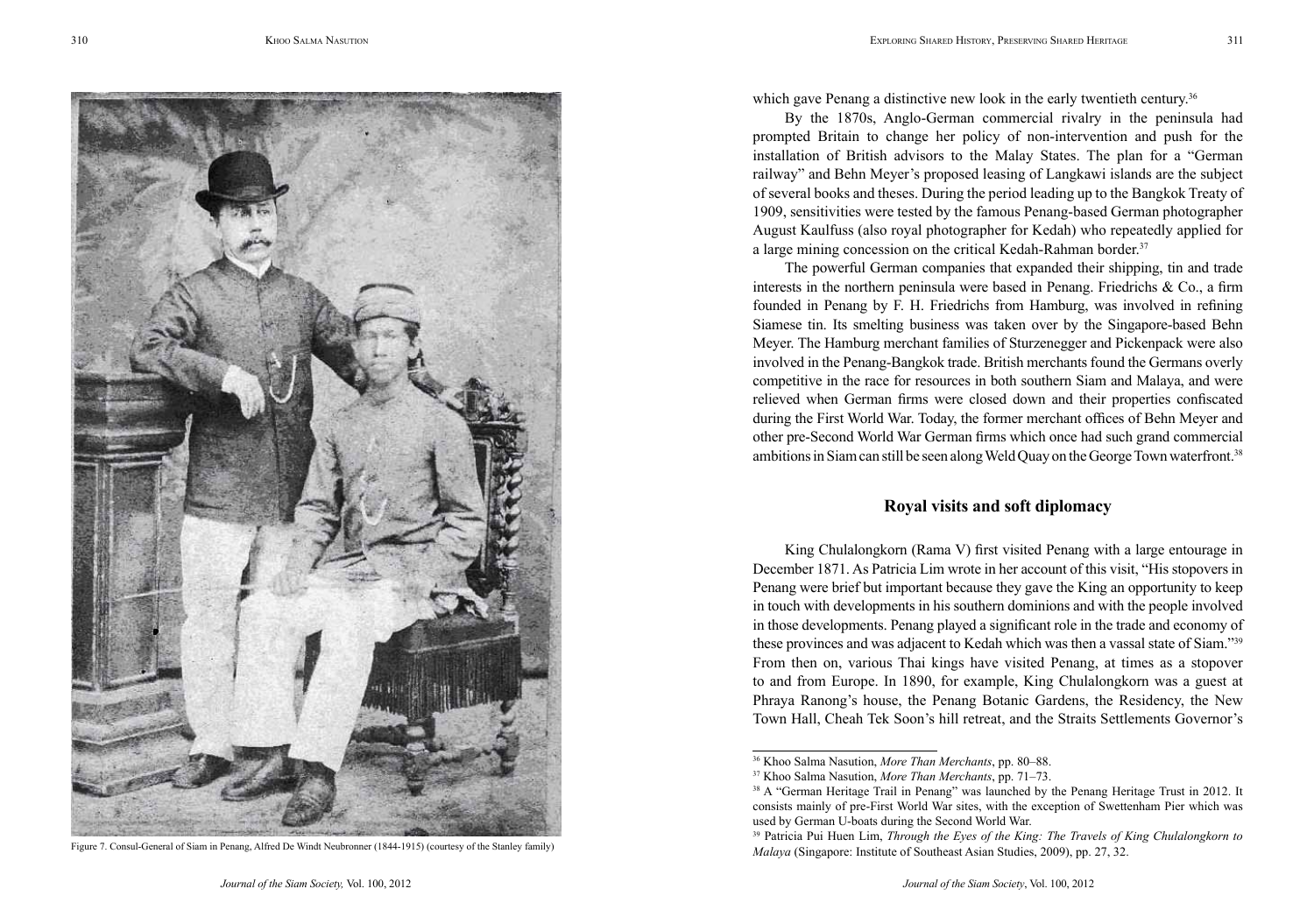Figure 7. Consul-General of Siam in Penang, Alfred De Windt Neubronner (1844-1915) (courtesy of the Stanley family)

which gave Penang a distinctive new look in the early twentieth century.[36]

By the 1870s, Anglo-German commercial rivalry in the peninsula had prompted Britain to change her policy of non-intervention and push for the installation of British advisors to the Malay States. The plan for a "German railway" and Behn Meyer's proposed leasing of Langkawi islands are the subject of several books and theses. During the period leading up to the Bangkok Treaty of 1909, sensitivities were tested by the famous Penang-based German photographer August Kaulfuss (also royal photographer for Kedah) who repeatedly applied for a large mining concession on the critical Kedah-Rahman border.[37]

The powerful German companies that expanded their shipping, tin and trade interests in the northern peninsula were based in Penang. Friedrichs & Co., a firm founded in Penang by F. H. Friedrichs from Hamburg, was involved in refining Siamese tin. Its smelting business was taken over by the Singapore-based Behn Meyer. The Hamburg merchant families of Sturzenegger and Pickenpack were also involved in the Penang-Bangkok trade. British merchants found the Germans overly competitive in the race for resources in both southern Siam and Malaya, and were relieved when German firms were closed down and their properties confiscated during the First World War. Today, the former merchant offices of Behn Meyer and other pre-Second World War German firms which once had such grand commercial ambitions in Siam can still be seen along Weld Quay on the George Town waterfront.[38]

## Royal visits and soft diplomacy

King Chulalongkorn (Rama V) first visited Penang with a large entourage in December 1871. As Patricia Lim wrote in her account of this visit, "His stopovers in Penang were brief but important because they gave the King an opportunity to keep in touch with developments in his southern dominions and with the people involved in those developments. Penang played a significant role in the trade and economy of these provinces and was adjacent to Kedah which was then a vassal state of Siam."[39] From then on, various Thai kings have visited Penang, at times as a stopover to and from Europe. In 1890, for example, King Chulalongkorn was a guest at Phraya Ranong's house, the Penang Botanic Gardens, the Residency, the New Town Hall, Cheah Tek Soon's hill retreat, and the Straits Settlements Governor's

---

[36] Khoo Salma Nasution, *More Than Merchants*, pp. 80–88.

[37] Khoo Salma Nasution, *More Than Merchants*, pp. 71–73.

[38] A "German Heritage Trail in Penang" was launched by the Penang Heritage Trust in 2012. It consists mainly of pre-First World War sites, with the exception of Swettenham Pier which was used by German U-boats during the Second World War.

[39] Patricia Pui Huen Lim, *Through the Eyes of the King: The Travels of King Chulalongkorn to Malaya* (Singapore: Institute of Southeast Asian Studies, 2009), pp. 27, 32.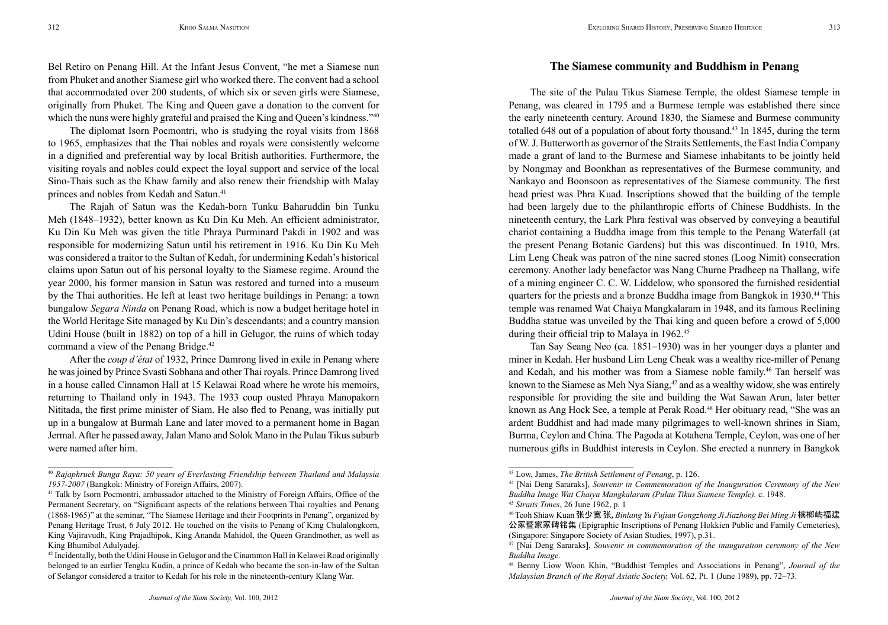Bel Retiro on Penang Hill. At the Infant Jesus Convent, "he met a Siamese nun from Phuket and another Siamese girl who worked there. The convent had a school that accommodated over 200 students, of which six or seven girls were Siamese, originally from Phuket. The King and Queen gave a donation to the convent for which the nuns were highly grateful and praised the King and Queen's kindness."[40]

The diplomat Isorn Pocmontri, who is studying the royal visits from 1868 to 1965, emphasizes that the Thai nobles and royals were consistently welcome in a dignified and preferential way by local British authorities. Furthermore, the visiting royals and nobles could expect the loyal support and service of the local Sino-Thais such as the Khaw family and also renew their friendship with Malay princes and nobles from Kedah and Satun.[41]

The Rajah of Satun was the Kedah-born Tunku Baharuddin bin Tunku Meh (1848–1932), better known as Ku Din Ku Meh. An efficient administrator, Ku Din Ku Meh was given the title Phraya Purminard Pakdi in 1902 and was responsible for modernizing Satun until his retirement in 1916. Ku Din Ku Meh was considered a traitor to the Sultan of Kedah, for undermining Kedah's historical claims upon Satun out of his personal loyalty to the Siamese regime. Around the year 2000, his former mansion in Satun was restored and turned into a museum by the Thai authorities. He left at least two heritage buildings in Penang: a town bungalow *Segara Ninda* on Penang Road, which is now a budget heritage hotel in the World Heritage Site managed by Ku Din's descendants; and a country mansion Udini House (built in 1882) on top of a hill in Gelugor, the ruins of which today command a view of the Penang Bridge.[42]

After the *coup d'état* of 1932, Prince Damrong lived in exile in Penang where he was joined by Prince Svasti Sobhana and other Thai royals. Prince Damrong lived in a house called Cinnamon Hall at 15 Kelawai Road where he wrote his memoirs, returning to Thailand only in 1943. The 1933 coup ousted Phraya Manopakorn Nititada, the first prime minister of Siam. He also fled to Penang, was initially put up in a bungalow at Burmah Lane and later moved to a permanent home in Bagan Jermal. After he passed away, Jalan Mano and Solok Mano in the Pulau Tikus suburb were named after him.

## The Siamese community and Buddhism in Penang

The site of the Pulau Tikus Siamese Temple, the oldest Siamese temple in Penang, was cleared in 1795 and a Burmese temple was established there since the early nineteenth century. Around 1830, the Siamese and Burmese community totalled 648 out of a population of about forty thousand.[43] In 1845, during the term of W. J. Butterworth as governor of the Straits Settlements, the East India Company made a grant of land to the Burmese and Siamese inhabitants to be jointly held by Nongmay and Boonkhan as representatives of the Burmese community, and Nankayo and Boonsoon as representatives of the Siamese community. The first head priest was Phra Kuad. Inscriptions showed that the building of the temple had been largely due to the philanthropic efforts of Chinese Buddhists. In the nineteenth century, the Lark Phra festival was observed by conveying a beautiful chariot containing a Buddha image from this temple to the Penang Waterfall (at the present Penang Botanic Gardens) but this was discontinued. In 1910, Mrs. Lim Leng Cheak was patron of the nine sacred stones (Loog Nimit) consecration ceremony. Another lady benefactor was Nang Churne Pradheep na Thallang, wife of a mining engineer C. C. W. Liddelow, who sponsored the furnished residential quarters for the priests and a bronze Buddha image from Bangkok in 1930.[44] This temple was renamed Wat Chaiya Mangkalaram in 1948, and its famous Reclining Buddha statue was unveiled by the Thai king and queen before a crowd of 5,000 during their official trip to Malaya in 1962.[45]

Tan Say Seang Neo (ca. 1851–1930) was in her younger days a planter and miner in Kedah. Her husband Lim Leng Cheak was a wealthy rice-miller of Penang and Kedah, and his mother was from a Siamese noble family.[46] Tan herself was known to the Siamese as Meh Nya Siang,[47] and as a wealthy widow, she was entirely responsible for providing the site and building the Wat Sawan Arun, later better known as Ang Hock See, a temple at Perak Road.[48] Her obituary read, "She was an ardent Buddhist and had made many pilgrimages to well-known shrines in Siam, Burma, Ceylon and China. The Pagoda at Kotahena Temple, Ceylon, was one of her numerous gifts in Buddhist interests in Ceylon. She erected a nunnery in Bangkok

---

[40] *Rajaphruek Bunga Raya: 50 years of Everlasting Friendship between Thailand and Malaysia 1957-2007* (Bangkok: Ministry of Foreign Affairs, 2007).

[41] Talk by Isorn Pocmontri, ambassador attached to the Ministry of Foreign Affairs, Office of the Permanent Secretary, on "Significant aspects of the relations between Thai royalties and Penang (1868-1965)" at the seminar, "The Siamese Heritage and their Footprints in Penang", organized by Penang Heritage Trust, 6 July 2012. He touched on the visits to Penang of King Chulalongkorn, King Vajiravudh, King Prajadhipok, King Ananda Mahidol, the Queen Grandmother, as well as King Bhumibol Adulyadej.

[42] Incidentally, both the Udini House in Gelugor and the Cinammon Hall in Kelawei Road originally belonged to an earlier Tengku Kudin, a prince of Kedah who became the son-in-law of the Sultan of Selangor considered a traitor to Kedah for his role in the nineteenth-century Klang War.

[43] Low, James, *The British Settlement of Penang*, p. 126.

[44] [Nai Deng Sararaks], *Souvenir in Commemoration of the Inauguration Ceremony of the New Buddha Image Wat Chaiya Mangkalaram (Pulau Tikus Siamese Temple).* c. 1948.

[45] *Straits Times*, 26 June 1962, p. 1

[46] Teoh Shiaw Kuan 张少宽 张, *Binlang Yu Fujian Gongzhong Ji Jiazhong Bei Ming Ji* 槟榔屿福建公冢暨家冢碑铭集 (Epigraphic Inscriptions of Penang Hokkien Public and Family Cemeteries), (Singapore: Singapore Society of Asian Studies, 1997), p.31.

[47] [Nai Deng Sararaks], *Souvenir in commemoration of the inauguration ceremony of the New Buddha Image.*

[48] Benny Liow Woon Khin, "Buddhist Temples and Associations in Penang", *Journal of the Malaysian Branch of the Royal Asiatic Society,* Vol. 62, Pt. 1 (June 1989), pp. 72–73.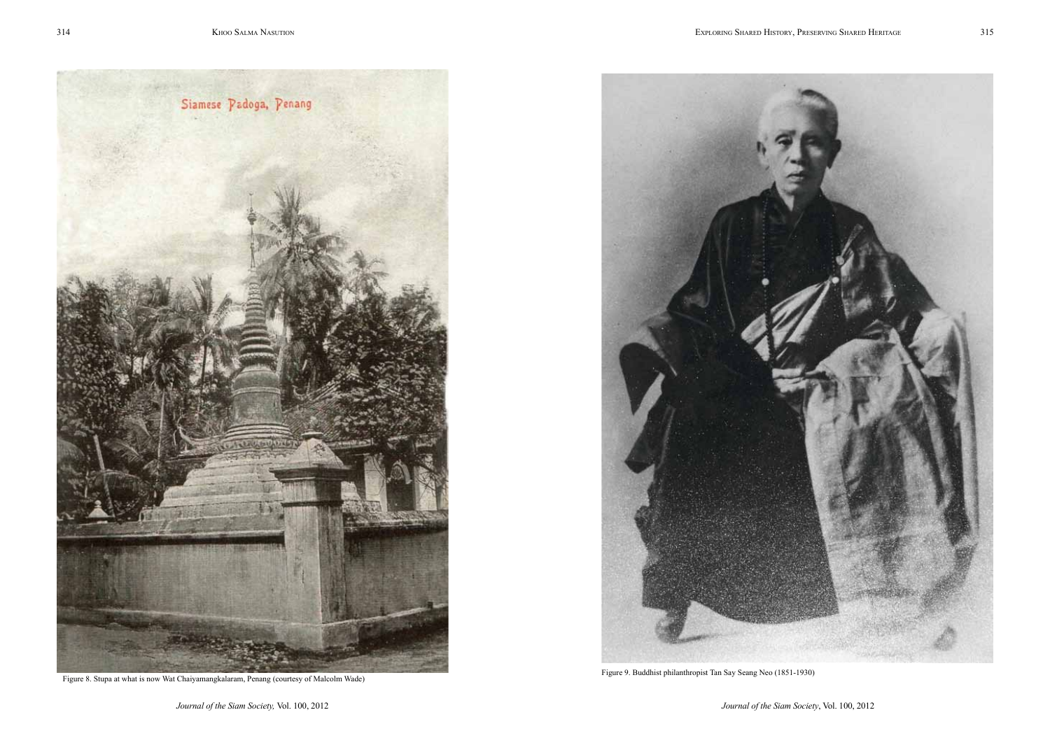Figure 8. Stupa at what is now Wat Chaiyamangkalaram, Penang (courtesy of Malcolm Wade)

Figure 9. Buddhist philanthropist Tan Say Seang Neo (1851-1930)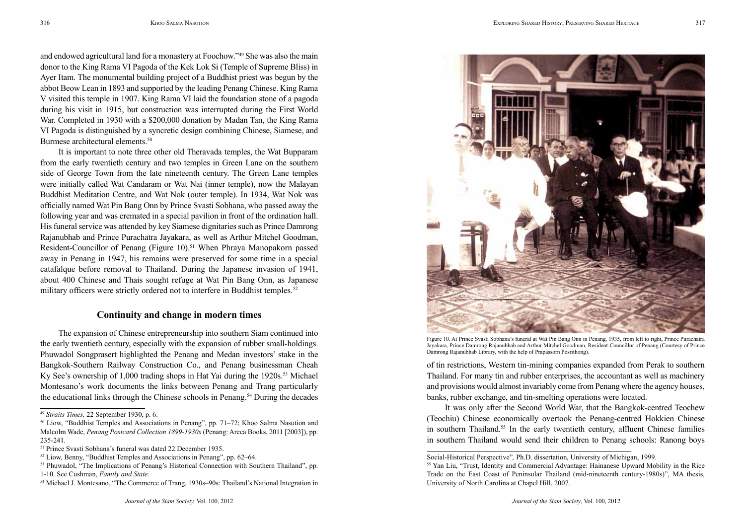and endowed agricultural land for a monastery at Foochow."[49] She was also the main donor to the King Rama VI Pagoda of the Kek Lok Si (Temple of Supreme Bliss) in Ayer Itam. The monumental building project of a Buddhist priest was begun by the abbot Beow Lean in 1893 and supported by the leading Penang Chinese. King Rama V visited this temple in 1907. King Rama VI laid the foundation stone of a pagoda during his visit in 1915, but construction was interrupted during the First World War. Completed in 1930 with a $200,000 donation by Madan Tan, the King Rama VI Pagoda is distinguished by a syncretic design combining Chinese, Siamese, and Burmese architectural elements.[50]

It is important to note three other old Theravada temples, the Wat Bupparam from the early twentieth century and two temples in Green Lane on the southern side of George Town from the late nineteenth century. The Green Lane temples were initially called Wat Candaram or Wat Nai (inner temple), now the Malayan Buddhist Meditation Centre, and Wat Nok (outer temple). In 1934, Wat Nok was officially named Wat Pin Bang Onn by Prince Svasti Sobhana, who passed away the following year and was cremated in a special pavilion in front of the ordination hall. His funeral service was attended by key Siamese dignitaries such as Prince Damrong Rajanubhab and Prince Purachatra Jayakara, as well as Arthur Mitchel Goodman, Resident-Councillor of Penang (Figure 10).[51] When Phraya Manopakorn passed away in Penang in 1947, his remains were preserved for some time in a special catafalque before removal to Thailand. During the Japanese invasion of 1941, about 400 Chinese and Thais sought refuge at Wat Pin Bang Onn, as Japanese military officers were strictly ordered not to interfere in Buddhist temples.[52]

## Continuity and change in modern times

The expansion of Chinese entrepreneurship into southern Siam continued into the early twentieth century, especially with the expansion of rubber small-holdings. Phuwadol Songprasert highlighted the Penang and Medan investors' stake in the Bangkok-Southern Railway Construction Co., and Penang businessman Cheah Ky See's ownership of 1,000 trading shops in Hat Yai during the 1920s.[53] Michael Montesano's work documents the links between Penang and Trang particularly the educational links through the Chinese schools in Penang.[54] During the decades of tin restrictions, Western tin-mining companies expanded from Perak to southern Thailand. For many tin and rubber enterprises, the accountant as well as machinery and provisions would almost invariably come from Penang where the agency houses, banks, rubber exchange, and tin-smelting operations were located.

Figure 10. At Prince Svasti Sobhana's funeral at Wat Pin Bang Onn in Penang, 1935, from left to right, Prince Purachatra Jayakara, Prince Damrong Rajanubhab and Arthur Mitchel Goodman, Resident-Councillor of Penang (Courtesy of Prince Damrong Rajanubhab Library, with the help of Prapassorn Posrithong).

It was only after the Second World War, that the Bangkok-centred Teochew (Teochiu) Chinese economically overtook the Penang-centred Hokkien Chinese in southern Thailand.[55] In the early twentieth century, affluent Chinese families in southern Thailand would send their children to Penang schools: Ranong boys

---

[49] *Straits Times,* 22 September 1930, p. 6.

[50] Liow, "Buddhist Temples and Associations in Penang", pp. 71–72; Khoo Salma Nasution and Malcolm Wade, *Penang Postcard Collection 1899-1930s* (Penang: Areca Books, 2011 [2003]), pp. 235-241.

[51] Prince Svasti Sobhana's funeral was dated 22 December 1935.

[52] Liow, Benny, "Buddhist Temples and Associations in Penang", pp. 62–64.

[53] Phuwadol, "The Implications of Penang's Historical Connection with Southern Thailand", pp. 1-10. See Cushman, *Family and State*.

[54] Michael J. Montesano, "The Commerce of Trang, 1930s–90s: Thailand's National Integration in Social-Historical Perspective", Ph.D. dissertation, University of Michigan, 1999.

[55] Yan Liu, "Trust, Identity and Commercial Advantage: Hainanese Upward Mobility in the Rice Trade on the East Coast of Peninsular Thailand (mid-nineteenth century-1980s)", MA thesis, University of North Carolina at Chapel Hill, 2007.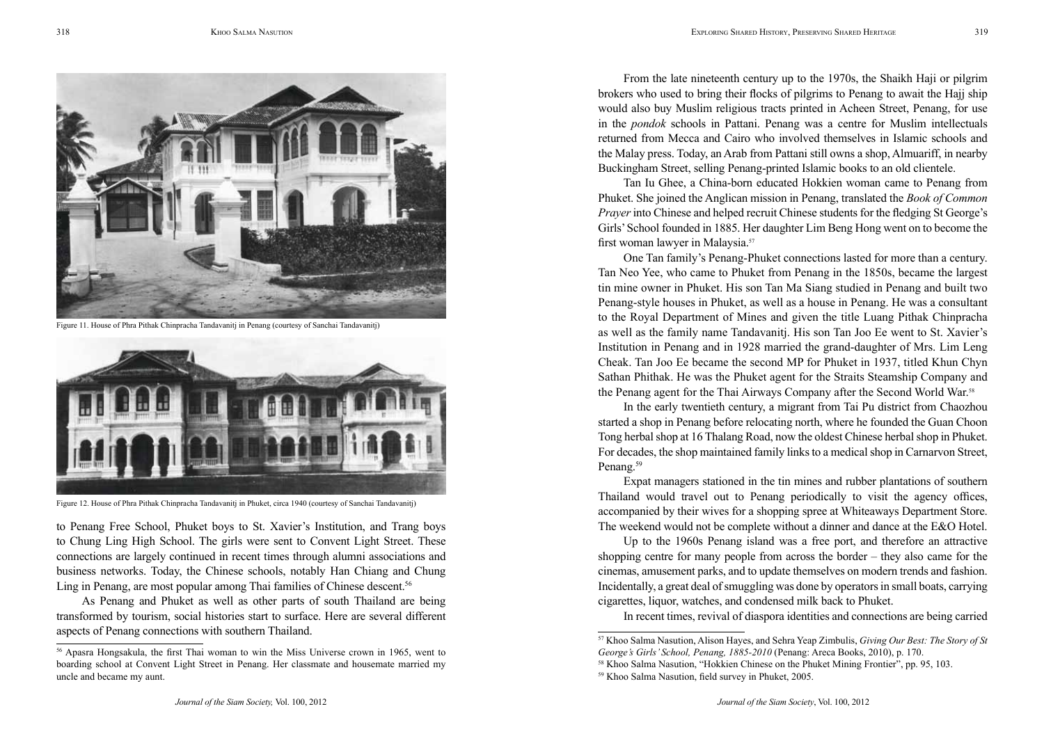Figure 11. House of Phra Pithak Chinpracha Tandavanitj in Penang (courtesy of Sanchai Tandavanitj)

Figure 12. House of Phra Pithak Chinpracha Tandavanitj in Phuket, circa 1940 (courtesy of Sanchai Tandavanitj)

to Penang Free School, Phuket boys to St. Xavier's Institution, and Trang boys to Chung Ling High School. The girls were sent to Convent Light Street. These connections are largely continued in recent times through alumni associations and business networks. Today, the Chinese schools, notably Han Chiang and Chung Ling in Penang, are most popular among Thai families of Chinese descent.[56]

As Penang and Phuket as well as other parts of south Thailand are being transformed by tourism, social histories start to surface. Here are several different aspects of Penang connections with southern Thailand.

From the late nineteenth century up to the 1970s, the Shaikh Haji or pilgrim brokers who used to bring their flocks of pilgrims to Penang to await the Hajj ship would also buy Muslim religious tracts printed in Acheen Street, Penang, for use in the *pondok* schools in Pattani. Penang was a centre for Muslim intellectuals returned from Mecca and Cairo who involved themselves in Islamic schools and the Malay press. Today, an Arab from Pattani still owns a shop, Almuariff, in nearby Buckingham Street, selling Penang-printed Islamic books to an old clientele.

Tan Iu Ghee, a China-born educated Hokkien woman came to Penang from Phuket. She joined the Anglican mission in Penang, translated the *Book of Common Prayer* into Chinese and helped recruit Chinese students for the fledging St George's Girls' School founded in 1885. Her daughter Lim Beng Hong went on to become the first woman lawyer in Malaysia.[57]

One Tan family's Penang-Phuket connections lasted for more than a century. Tan Neo Yee, who came to Phuket from Penang in the 1850s, became the largest tin mine owner in Phuket. His son Tan Ma Siang studied in Penang and built two Penang-style houses in Phuket, as well as a house in Penang. He was a consultant to the Royal Department of Mines and given the title Luang Pithak Chinpracha as well as the family name Tandavanitj. His son Tan Joo Ee went to St. Xavier's Institution in Penang and in 1928 married the grand-daughter of Mrs. Lim Leng Cheak. Tan Joo Ee became the second MP for Phuket in 1937, titled Khun Chyn Sathan Phithak. He was the Phuket agent for the Straits Steamship Company and the Penang agent for the Thai Airways Company after the Second World War.[58]

In the early twentieth century, a migrant from Tai Pu district from Chaozhou started a shop in Penang before relocating north, where he founded the Guan Choon Tong herbal shop at 16 Thalang Road, now the oldest Chinese herbal shop in Phuket. For decades, the shop maintained family links to a medical shop in Carnarvon Street, Penang.[59]

Expat managers stationed in the tin mines and rubber plantations of southern Thailand would travel out to Penang periodically to visit the agency offices, accompanied by their wives for a shopping spree at Whiteaways Department Store. The weekend would not be complete without a dinner and dance at the E&O Hotel.

Up to the 1960s Penang island was a free port, and therefore an attractive shopping centre for many people from across the border – they also came for the cinemas, amusement parks, and to update themselves on modern trends and fashion. Incidentally, a great deal of smuggling was done by operators in small boats, carrying cigarettes, liquor, watches, and condensed milk back to Phuket.

In recent times, revival of diaspora identities and connections are being carried

---

[56] Apasra Hongsakula, the first Thai woman to win the Miss Universe crown in 1965, went to boarding school at Convent Light Street in Penang. Her classmate and housemate married my uncle and became my aunt.

[57] Khoo Salma Nasution, Alison Hayes, and Sehra Yeap Zimbulis, *Giving Our Best: The Story of St George's Girls' School, Penang, 1885-2010* (Penang: Areca Books, 2010), p. 170.

[58] Khoo Salma Nasution, "Hokkien Chinese on the Phuket Mining Frontier", pp. 95, 103.

[59] Khoo Salma Nasution, field survey in Phuket, 2005.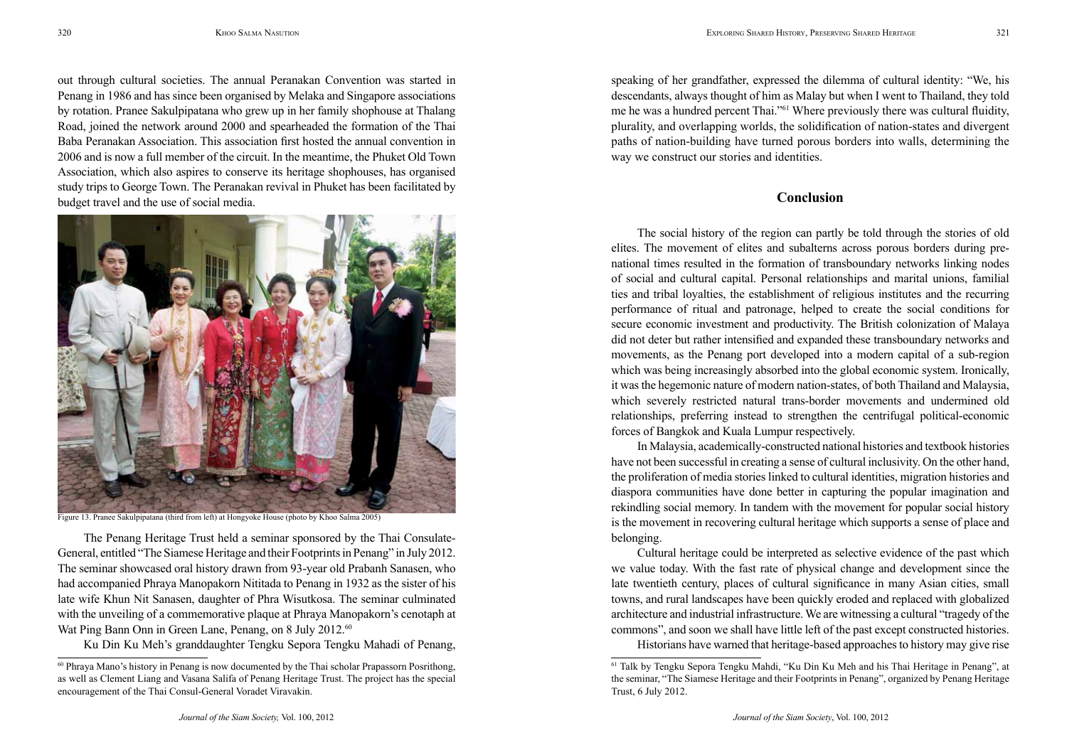out through cultural societies. The annual Peranakan Convention was started in Penang in 1986 and has since been organised by Melaka and Singapore associations by rotation. Pranee Sakulpipatana who grew up in her family shophouse at Thalang Road, joined the network around 2000 and spearheaded the formation of the Thai Baba Peranakan Association. This association first hosted the annual convention in 2006 and is now a full member of the circuit. In the meantime, the Phuket Old Town Association, which also aspires to conserve its heritage shophouses, has organised study trips to George Town. The Peranakan revival in Phuket has been facilitated by budget travel and the use of social media.

Figure 13. Pranee Sakulpipatana (third from left) at Hongyoke House (photo by Khoo Salma 2005)

The Penang Heritage Trust held a seminar sponsored by the Thai Consulate-General, entitled "The Siamese Heritage and their Footprints in Penang" in July 2012. The seminar showcased oral history drawn from 93-year old Prabanh Sanasen, who had accompanied Phraya Manopakorn Nititada to Penang in 1932 as the sister of his late wife Khun Nit Sanasen, daughter of Phra Wisutkosa. The seminar culminated with the unveiling of a commemorative plaque at Phraya Manopakorn's cenotaph at Wat Ping Bann Onn in Green Lane, Penang, on 8 July 2012.[60]

Ku Din Ku Meh's granddaughter Tengku Sepora Tengku Mahadi of Penang, speaking of her grandfather, expressed the dilemma of cultural identity: "We, his descendants, always thought of him as Malay but when I went to Thailand, they told me he was a hundred percent Thai."[61] Where previously there was cultural fluidity, plurality, and overlapping worlds, the solidification of nation-states and divergent paths of nation-building have turned porous borders into walls, determining the way we construct our stories and identities.

## Conclusion

The social history of the region can partly be told through the stories of old elites. The movement of elites and subalterns across porous borders during pre-national times resulted in the formation of transboundary networks linking nodes of social and cultural capital. Personal relationships and marital unions, familial ties and tribal loyalties, the establishment of religious institutes and the recurring performance of ritual and patronage, helped to create the social conditions for secure economic investment and productivity. The British colonization of Malaya did not deter but rather intensified and expanded these transboundary networks and movements, as the Penang port developed into a modern capital of a sub-region which was being increasingly absorbed into the global economic system. Ironically, it was the hegemonic nature of modern nation-states, of both Thailand and Malaysia, which severely restricted natural trans-border movements and undermined old relationships, preferring instead to strengthen the centrifugal political-economic forces of Bangkok and Kuala Lumpur respectively.

In Malaysia, academically-constructed national histories and textbook histories have not been successful in creating a sense of cultural inclusivity. On the other hand, the proliferation of media stories linked to cultural identities, migration histories and diaspora communities have done better in capturing the popular imagination and rekindling social memory. In tandem with the movement for popular social history is the movement in recovering cultural heritage which supports a sense of place and belonging.

Cultural heritage could be interpreted as selective evidence of the past which we value today. With the fast rate of physical change and development since the late twentieth century, places of cultural significance in many Asian cities, small towns, and rural landscapes have been quickly eroded and replaced with globalized architecture and industrial infrastructure. We are witnessing a cultural "tragedy of the commons", and soon we shall have little left of the past except constructed histories.

Historians have warned that heritage-based approaches to history may give rise

---

[60] Phraya Mano's history in Penang is now documented by the Thai scholar Prapassorn Posrithong, as well as Clement Liang and Vasana Salifa of Penang Heritage Trust. The project has the special encouragement of the Thai Consul-General Voradet Viravakin.

[61] Talk by Tengku Sepora Tengku Mahdi, "Ku Din Ku Meh and his Thai Heritage in Penang", at the seminar, "The Siamese Heritage and their Footprints in Penang", organized by Penang Heritage Trust, 6 July 2012.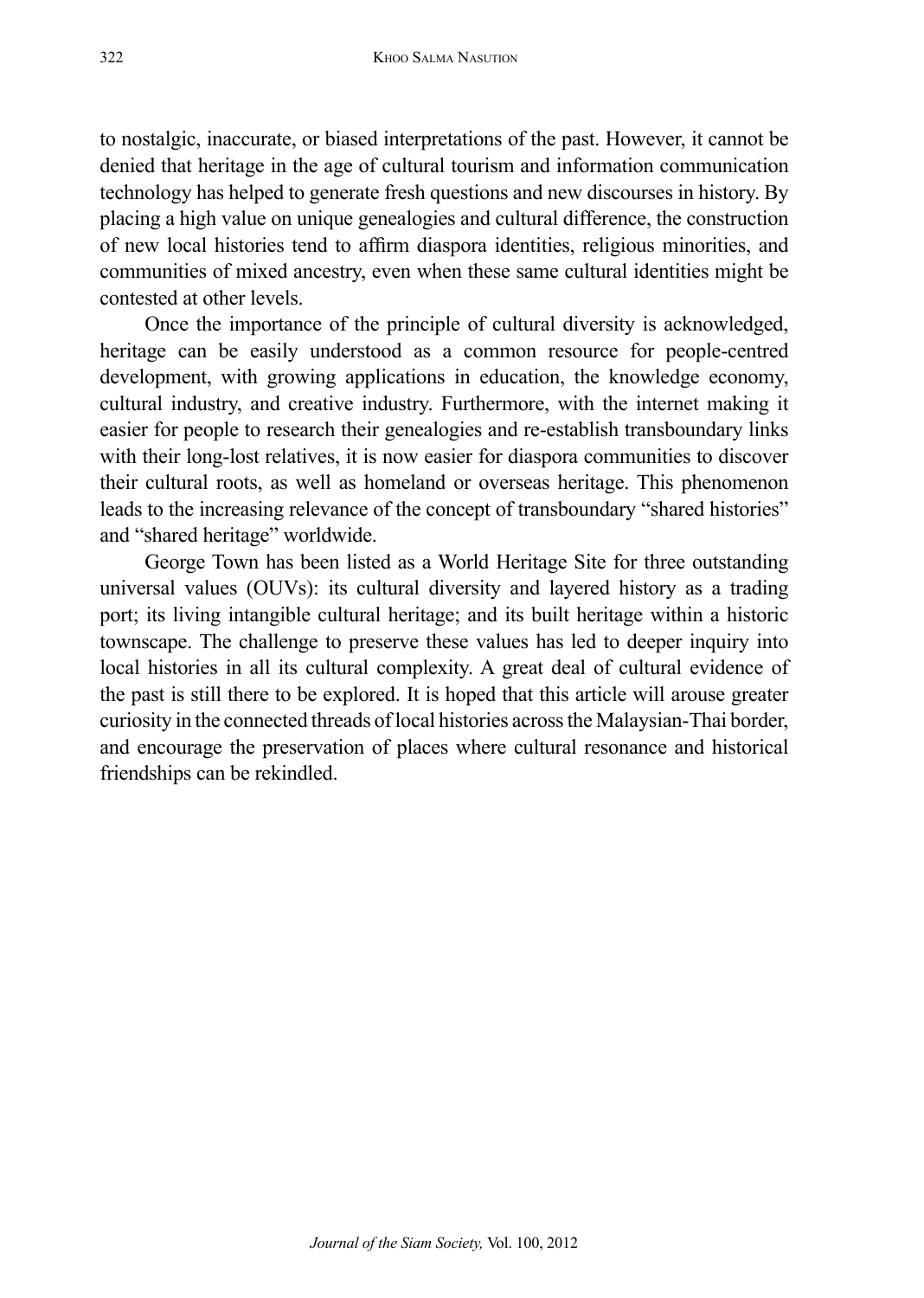to nostalgic, inaccurate, or biased interpretations of the past. However, it cannot be denied that heritage in the age of cultural tourism and information communication technology has helped to generate fresh questions and new discourses in history. By placing a high value on unique genealogies and cultural difference, the construction of new local histories tend to affirm diaspora identities, religious minorities, and communities of mixed ancestry, even when these same cultural identities might be contested at other levels.

Once the importance of the principle of cultural diversity is acknowledged, heritage can be easily understood as a common resource for people-centred development, with growing applications in education, the knowledge economy, cultural industry, and creative industry. Furthermore, with the internet making it easier for people to research their genealogies and re-establish transboundary links with their long-lost relatives, it is now easier for diaspora communities to discover their cultural roots, as well as homeland or overseas heritage. This phenomenon leads to the increasing relevance of the concept of transboundary "shared histories" and "shared heritage" worldwide.

George Town has been listed as a World Heritage Site for three outstanding universal values (OUVs): its cultural diversity and layered history as a trading port; its living intangible cultural heritage; and its built heritage within a historic townscape. The challenge to preserve these values has led to deeper inquiry into local histories in all its cultural complexity. A great deal of cultural evidence of the past is still there to be explored. It is hoped that this article will arouse greater curiosity in the connected threads of local histories across the Malaysian-Thai border, and encourage the preservation of places where cultural resonance and historical friendships can be rekindled.